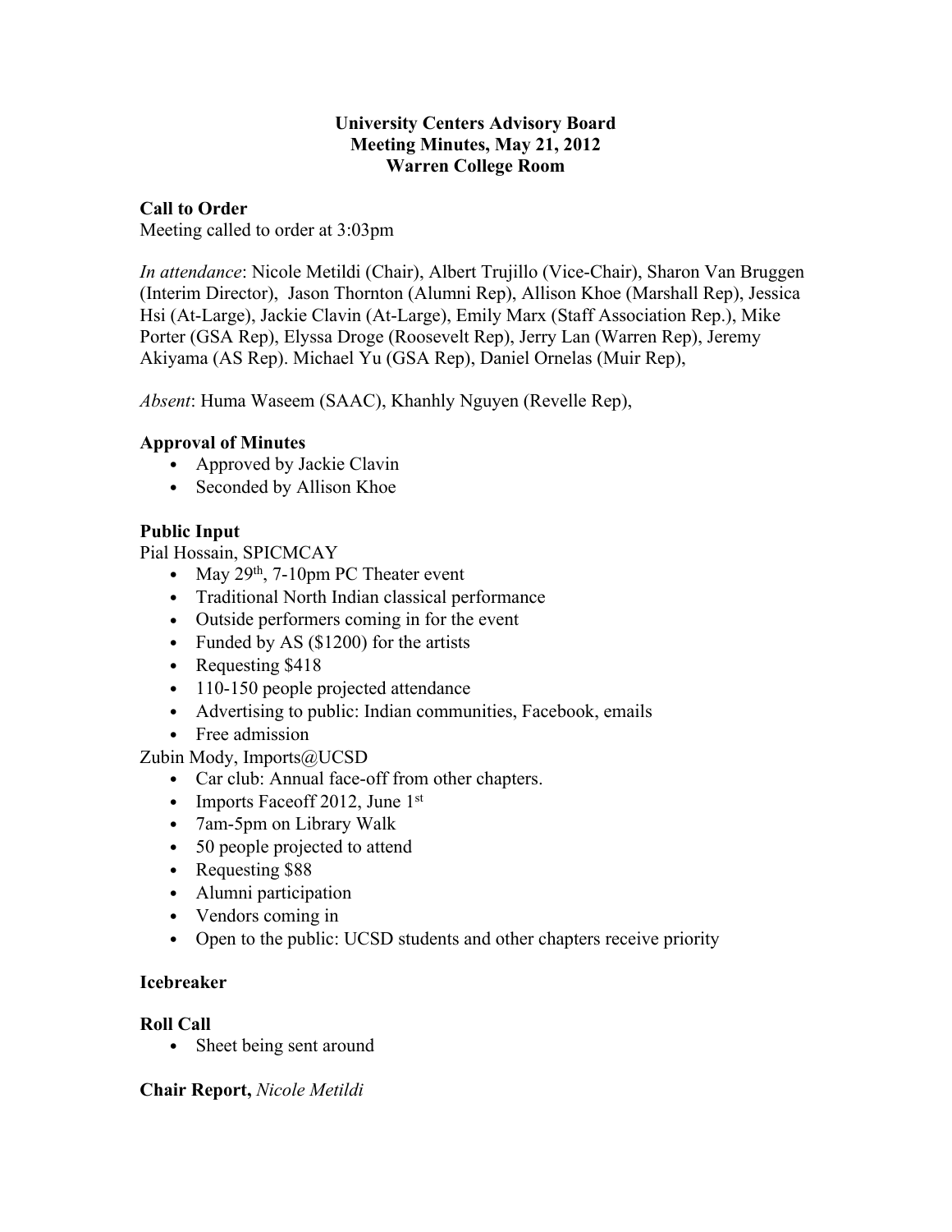**University Centers Advisory Board**
**Meeting Minutes, May 21, 2012**
**Warren College Room**

**Call to Order**
Meeting called to order at 3:03pm

*In attendance*: Nicole Metildi (Chair), Albert Trujillo (Vice-Chair), Sharon Van Bruggen (Interim Director), Jason Thornton (Alumni Rep), Allison Khoe (Marshall Rep), Jessica Hsi (At-Large), Jackie Clavin (At-Large), Emily Marx (Staff Association Rep.), Mike Porter (GSA Rep), Elyssa Droge (Roosevelt Rep), Jerry Lan (Warren Rep), Jeremy Akiyama (AS Rep). Michael Yu (GSA Rep), Daniel Ornelas (Muir Rep),

*Absent*: Huma Waseem (SAAC), Khanhly Nguyen (Revelle Rep),

**Approval of Minutes**

- Approved by Jackie Clavin
- Seconded by Allison Khoe

**Public Input**
Pial Hossain, SPICMCAY

- May 29th, 7-10pm PC Theater event
- Traditional North Indian classical performance
- Outside performers coming in for the event
- Funded by AS ($1200) for the artists
- Requesting $418
- 110-150 people projected attendance
- Advertising to public: Indian communities, Facebook, emails
- Free admission

Zubin Mody, Imports@UCSD

- Car club: Annual face-off from other chapters.
- Imports Faceoff 2012, June 1st
- 7am-5pm on Library Walk
- 50 people projected to attend
- Requesting $88
- Alumni participation
- Vendors coming in
- Open to the public: UCSD students and other chapters receive priority

**Icebreaker**

**Roll Call**

- Sheet being sent around

**Chair Report,** *Nicole Metildi*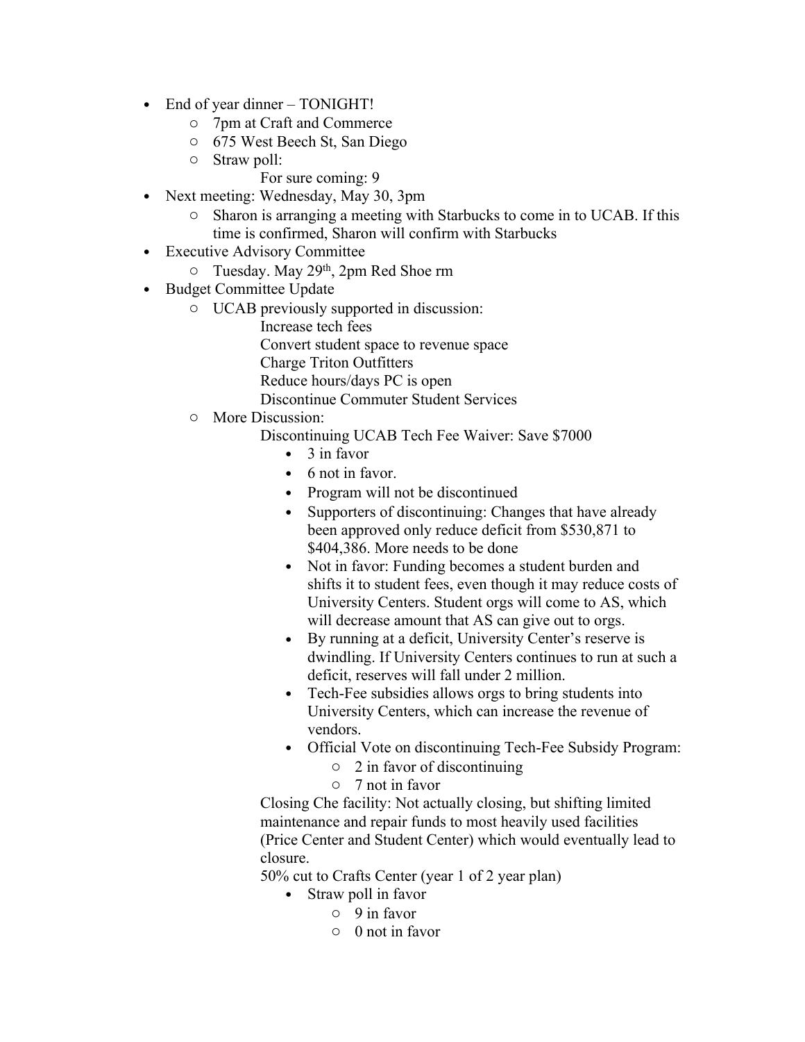- End of year dinner – TONIGHT!
  - 7pm at Craft and Commerce
  - 675 West Beech St, San Diego
  - Straw poll:
    - For sure coming: 9
- Next meeting: Wednesday, May 30, 3pm
  - Sharon is arranging a meeting with Starbucks to come in to UCAB. If this time is confirmed, Sharon will confirm with Starbucks
- Executive Advisory Committee
  - Tuesday. May 29th, 2pm Red Shoe rm
- Budget Committee Update
  - UCAB previously supported in discussion:
    - Increase tech fees
    - Convert student space to revenue space
    - Charge Triton Outfitters
    - Reduce hours/days PC is open
    - Discontinue Commuter Student Services
  - More Discussion:
    - Discontinuing UCAB Tech Fee Waiver: Save $7000
      - 3 in favor
      - 6 not in favor.
      - Program will not be discontinued
      - Supporters of discontinuing: Changes that have already been approved only reduce deficit from $530,871 to $404,386. More needs to be done
      - Not in favor: Funding becomes a student burden and shifts it to student fees, even though it may reduce costs of University Centers. Student orgs will come to AS, which will decrease amount that AS can give out to orgs.
      - By running at a deficit, University Center's reserve is dwindling. If University Centers continues to run at such a deficit, reserves will fall under 2 million.
      - Tech-Fee subsidies allows orgs to bring students into University Centers, which can increase the revenue of vendors.
      - Official Vote on discontinuing Tech-Fee Subsidy Program:
        - 2 in favor of discontinuing
        - 7 not in favor
    - Closing Che facility: Not actually closing, but shifting limited maintenance and repair funds to most heavily used facilities (Price Center and Student Center) which would eventually lead to closure.
    - 50% cut to Crafts Center (year 1 of 2 year plan)
      - Straw poll in favor
        - 9 in favor
        - 0 not in favor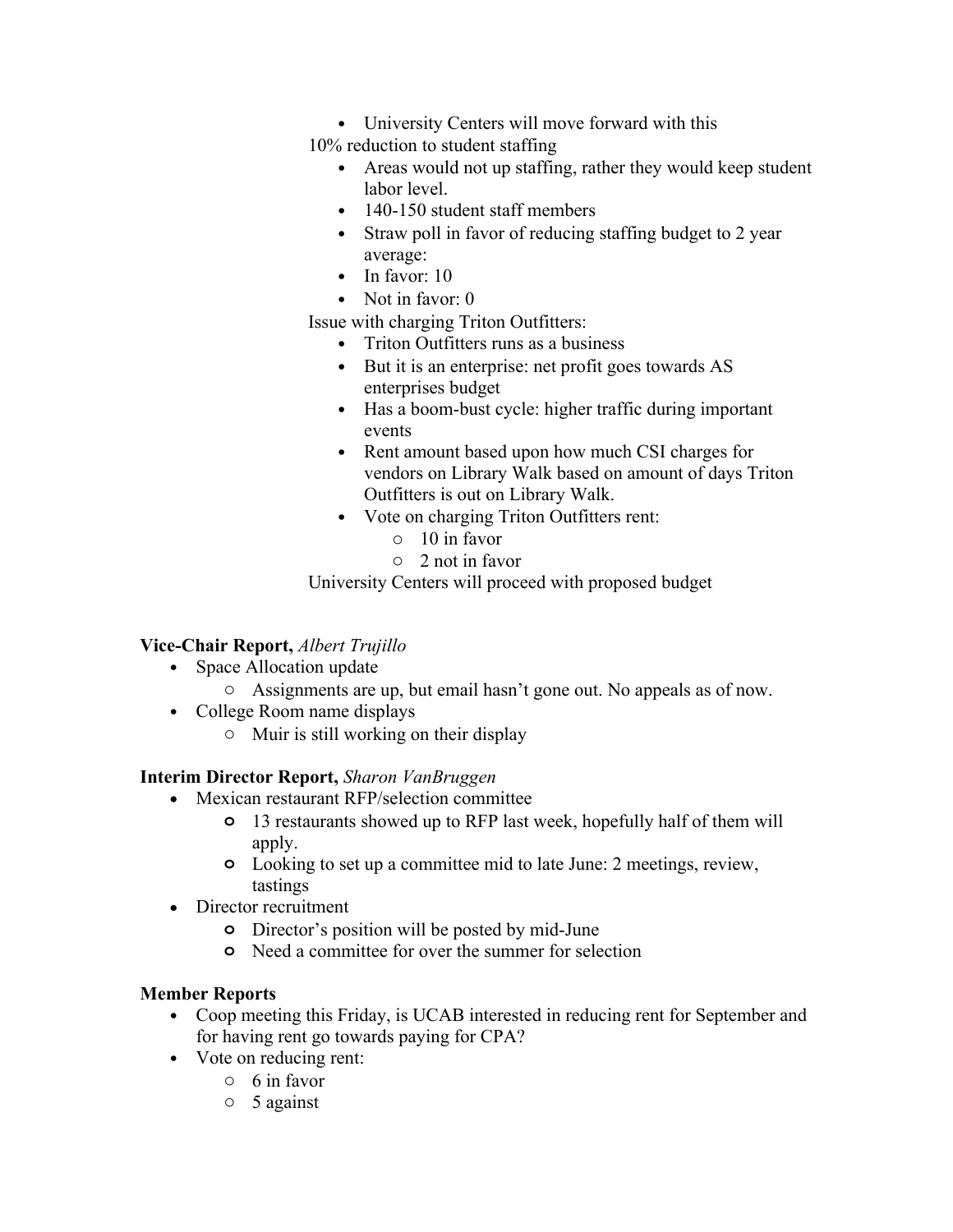- University Centers will move forward with this

10% reduction to student staffing

- Areas would not up staffing, rather they would keep student labor level.
- 140-150 student staff members
- Straw poll in favor of reducing staffing budget to 2 year average:
- In favor: 10
- Not in favor: 0

Issue with charging Triton Outfitters:

- Triton Outfitters runs as a business
- But it is an enterprise: net profit goes towards AS enterprises budget
- Has a boom-bust cycle: higher traffic during important events
- Rent amount based upon how much CSI charges for vendors on Library Walk based on amount of days Triton Outfitters is out on Library Walk.
- Vote on charging Triton Outfitters rent:
    - 10 in favor
    - 2 not in favor

University Centers will proceed with proposed budget

**Vice-Chair Report,** *Albert Trujillo*

- Space Allocation update
    - Assignments are up, but email hasn't gone out. No appeals as of now.
- College Room name displays
    - Muir is still working on their display

**Interim Director Report,** *Sharon VanBruggen*

- Mexican restaurant RFP/selection committee
    - 13 restaurants showed up to RFP last week, hopefully half of them will apply.
    - Looking to set up a committee mid to late June: 2 meetings, review, tastings
- Director recruitment
    - Director's position will be posted by mid-June
    - Need a committee for over the summer for selection

**Member Reports**

- Coop meeting this Friday, is UCAB interested in reducing rent for September and for having rent go towards paying for CPA?
- Vote on reducing rent:
    - 6 in favor
    - 5 against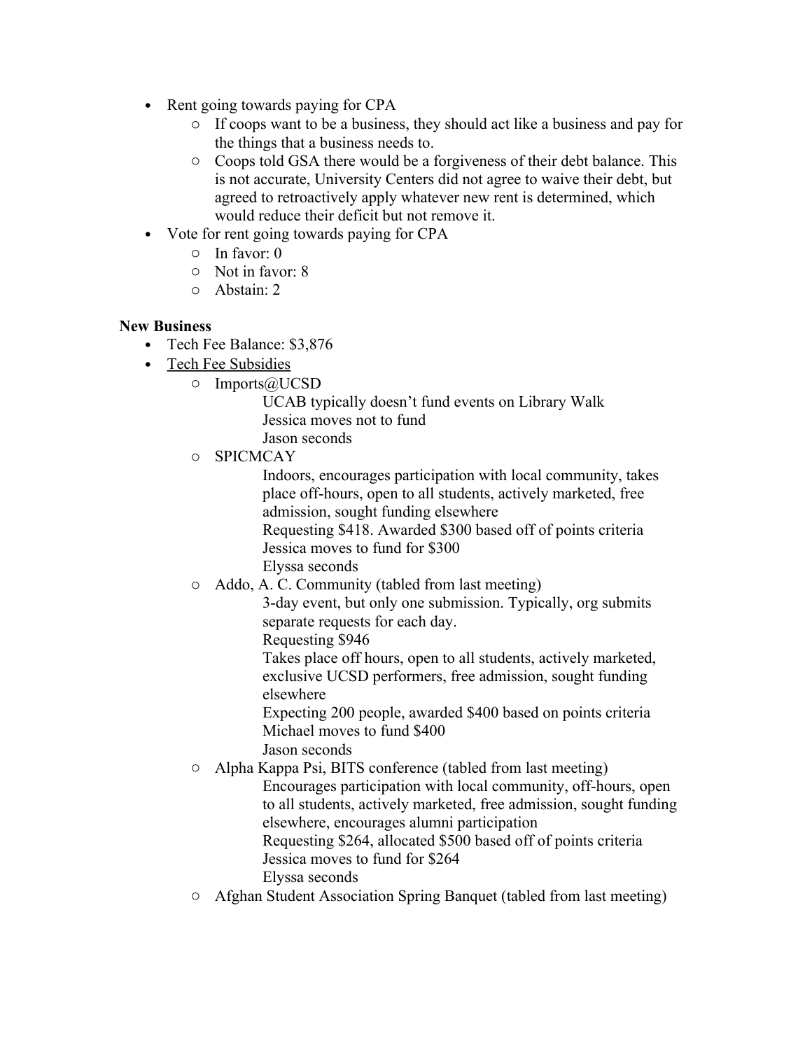- Rent going towards paying for CPA
  - If coops want to be a business, they should act like a business and pay for the things that a business needs to.
  - Coops told GSA there would be a forgiveness of their debt balance. This is not accurate, University Centers did not agree to waive their debt, but agreed to retroactively apply whatever new rent is determined, which would reduce their deficit but not remove it.
- Vote for rent going towards paying for CPA
  - In favor: 0
  - Not in favor: 8
  - Abstain: 2

**New Business**

- Tech Fee Balance: $3,876
- <u>Tech Fee Subsidies</u>
  - Imports@UCSD

    UCAB typically doesn't fund events on Library Walk  
    Jessica moves not to fund  
    Jason seconds
  - SPICMCAY

    Indoors, encourages participation with local community, takes place off-hours, open to all students, actively marketed, free admission, sought funding elsewhere  
    Requesting $418. Awarded $300 based off of points criteria  
    Jessica moves to fund for $300  
    Elyssa seconds
  - Addo, A. C. Community (tabled from last meeting)

    3-day event, but only one submission. Typically, org submits separate requests for each day.  
    Requesting $946  
    Takes place off hours, open to all students, actively marketed, exclusive UCSD performers, free admission, sought funding elsewhere  
    Expecting 200 people, awarded $400 based on points criteria  
    Michael moves to fund $400  
    Jason seconds
  - Alpha Kappa Psi, BITS conference (tabled from last meeting)

    Encourages participation with local community, off-hours, open to all students, actively marketed, free admission, sought funding elsewhere, encourages alumni participation  
    Requesting $264, allocated $500 based off of points criteria  
    Jessica moves to fund for $264  
    Elyssa seconds
  - Afghan Student Association Spring Banquet (tabled from last meeting)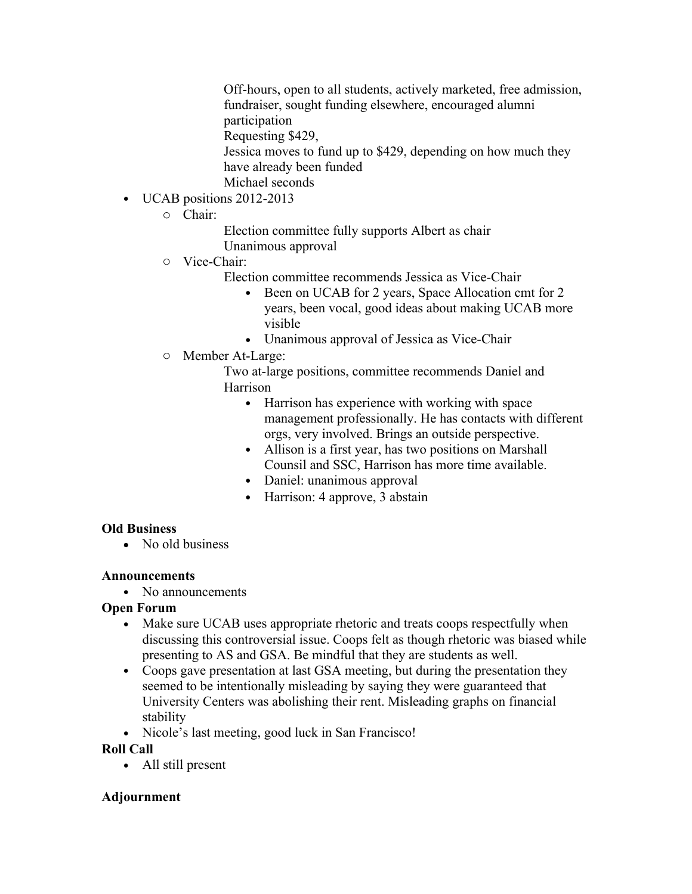Off-hours, open to all students, actively marketed, free admission, fundraiser, sought funding elsewhere, encouraged alumni participation
Requesting $429,
Jessica moves to fund up to $429, depending on how much they have already been funded
Michael seconds

- UCAB positions 2012-2013
    - Chair:
      Election committee fully supports Albert as chair
      Unanimous approval
    - Vice-Chair:
      Election committee recommends Jessica as Vice-Chair
        - Been on UCAB for 2 years, Space Allocation cmt for 2 years, been vocal, good ideas about making UCAB more visible
        - Unanimous approval of Jessica as Vice-Chair
    - Member At-Large:
      Two at-large positions, committee recommends Daniel and Harrison
        - Harrison has experience with working with space management professionally. He has contacts with different orgs, very involved. Brings an outside perspective.
        - Allison is a first year, has two positions on Marshall Counsil and SSC, Harrison has more time available.
        - Daniel: unanimous approval
        - Harrison: 4 approve, 3 abstain

**Old Business**

- No old business

**Announcements**

- No announcements

**Open Forum**

- Make sure UCAB uses appropriate rhetoric and treats coops respectfully when discussing this controversial issue. Coops felt as though rhetoric was biased while presenting to AS and GSA. Be mindful that they are students as well.
- Coops gave presentation at last GSA meeting, but during the presentation they seemed to be intentionally misleading by saying they were guaranteed that University Centers was abolishing their rent. Misleading graphs on financial stability
- Nicole's last meeting, good luck in San Francisco!

**Roll Call**

- All still present

**Adjournment**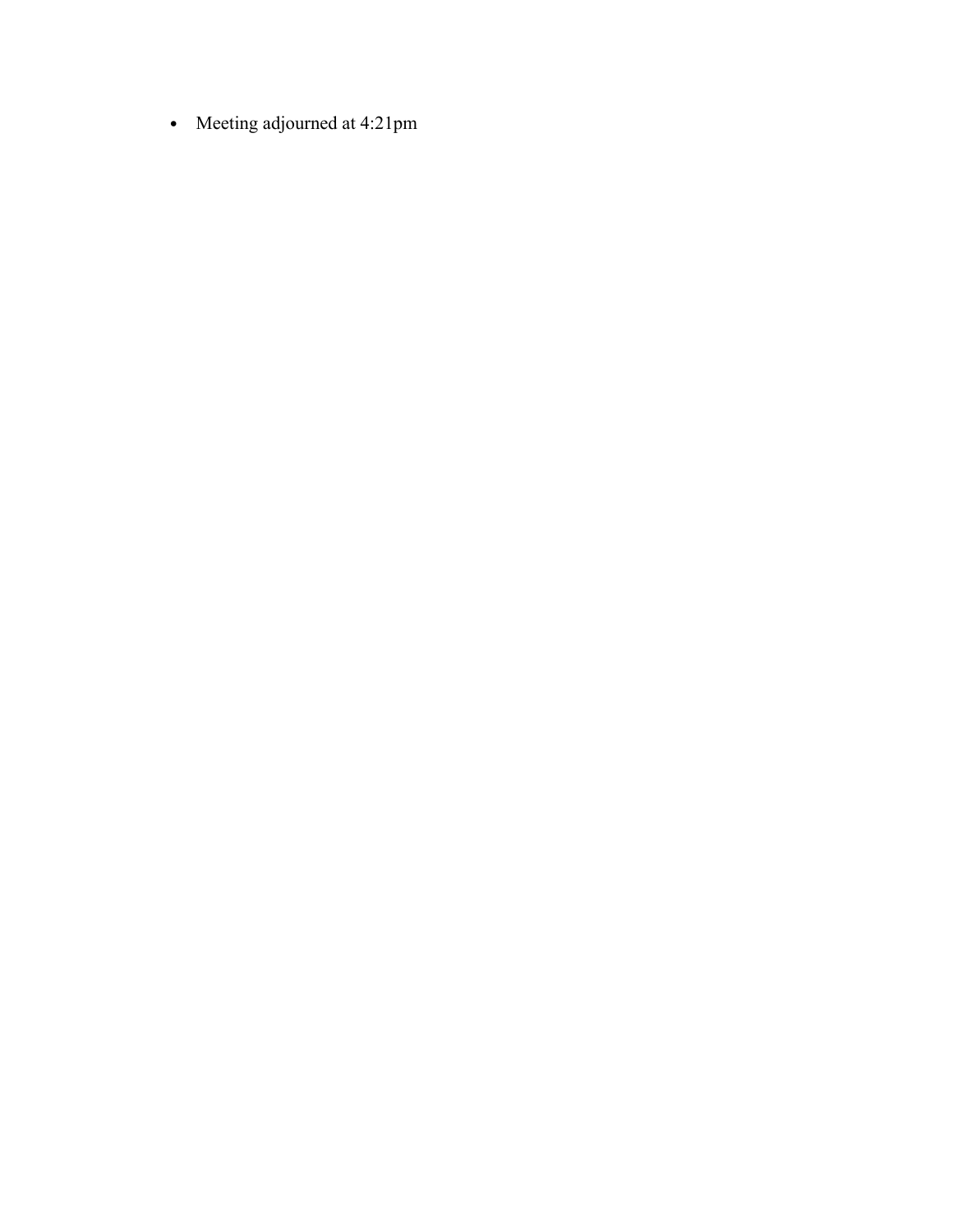- Meeting adjourned at 4:21pm